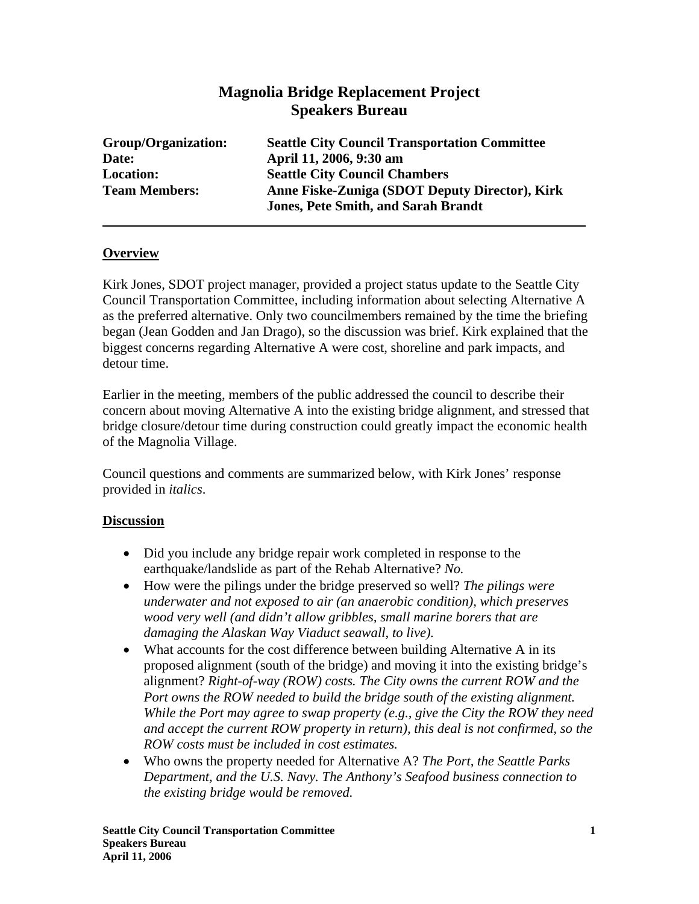# Magnolia Bridge Replacement Project
## Speakers Bureau

**Group/Organization:** **Seattle City Council Transportation Committee**
**Date:** **April 11, 2006, 9:30 am**
**Location:** **Seattle City Council Chambers**
**Team Members:** **Anne Fiske-Zuniga (SDOT Deputy Director), Kirk Jones, Pete Smith, and Sarah Brandt**

---

### Overview

Kirk Jones, SDOT project manager, provided a project status update to the Seattle City Council Transportation Committee, including information about selecting Alternative A as the preferred alternative. Only two councilmembers remained by the time the briefing began (Jean Godden and Jan Drago), so the discussion was brief. Kirk explained that the biggest concerns regarding Alternative A were cost, shoreline and park impacts, and detour time.

Earlier in the meeting, members of the public addressed the council to describe their concern about moving Alternative A into the existing bridge alignment, and stressed that bridge closure/detour time during construction could greatly impact the economic health of the Magnolia Village.

Council questions and comments are summarized below, with Kirk Jones' response provided in *italics*.

### Discussion

- Did you include any bridge repair work completed in response to the earthquake/landslide as part of the Rehab Alternative? *No.*
- How were the pilings under the bridge preserved so well? *The pilings were underwater and not exposed to air (an anaerobic condition), which preserves wood very well (and didn't allow gribbles, small marine borers that are damaging the Alaskan Way Viaduct seawall, to live).*
- What accounts for the cost difference between building Alternative A in its proposed alignment (south of the bridge) and moving it into the existing bridge's alignment? *Right-of-way (ROW) costs. The City owns the current ROW and the Port owns the ROW needed to build the bridge south of the existing alignment. While the Port may agree to swap property (e.g., give the City the ROW they need and accept the current ROW property in return), this deal is not confirmed, so the ROW costs must be included in cost estimates.*
- Who owns the property needed for Alternative A? *The Port, the Seattle Parks Department, and the U.S. Navy. The Anthony's Seafood business connection to the existing bridge would be removed.*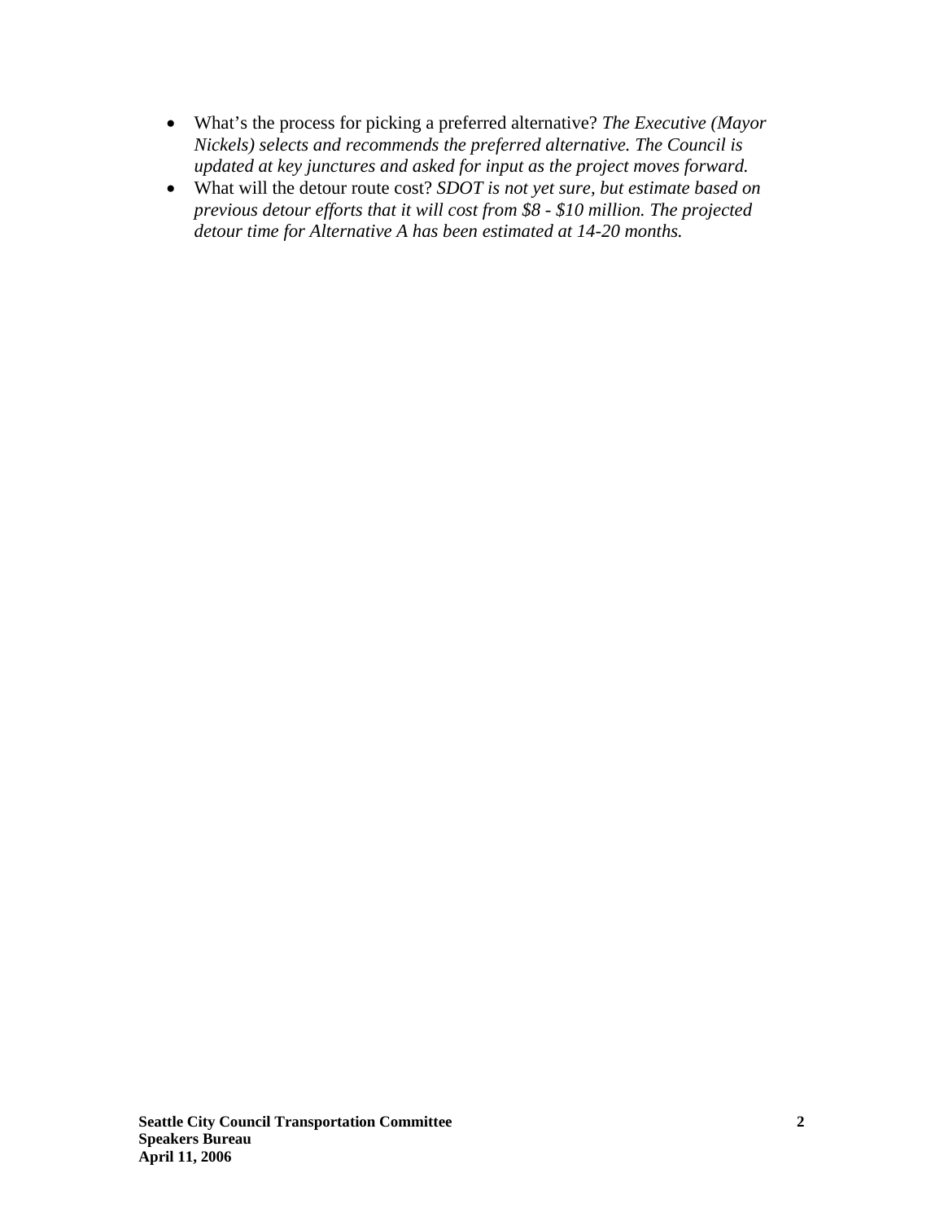- What's the process for picking a preferred alternative? *The Executive (Mayor Nickels) selects and recommends the preferred alternative. The Council is updated at key junctures and asked for input as the project moves forward.*
- What will the detour route cost? *SDOT is not yet sure, but estimate based on previous detour efforts that it will cost from $8 - $10 million. The projected detour time for Alternative A has been estimated at 14-20 months.*